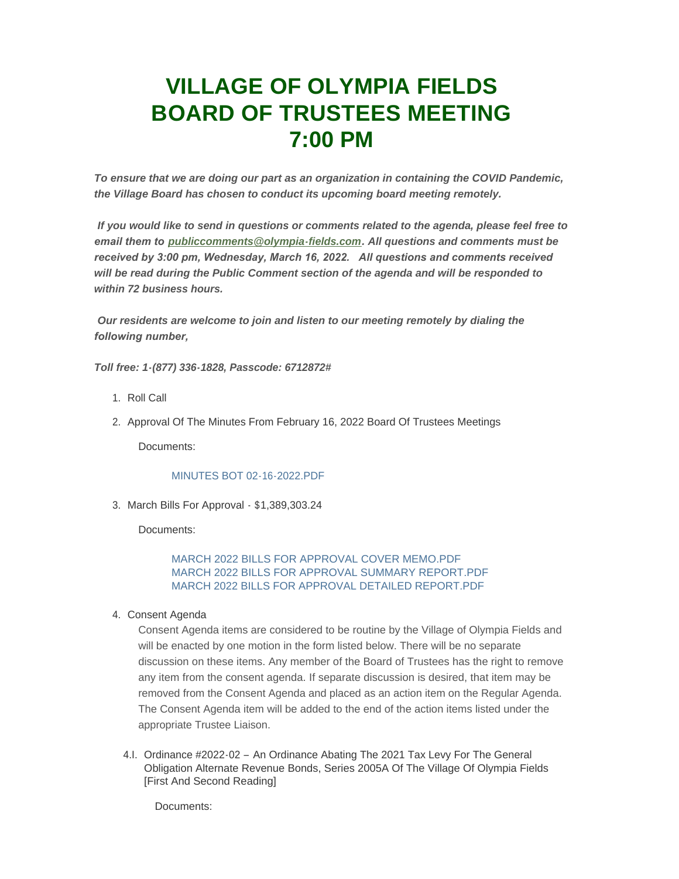# VILLAGE OF OLYMPIA FIELDS BOARD OF TRUSTEES MEETING 7:00 PM

***To ensure that we are doing our part as an organization in containing the COVID Pandemic, the Village Board has chosen to conduct its upcoming board meeting remotely.***

***If you would like to send in questions or comments related to the agenda, please feel free to email them to publiccomments@olympia-fields.com. All questions and comments must be received by 3:00 pm, Wednesday, March 16, 2022. All questions and comments received will be read during the Public Comment section of the agenda and will be responded to within 72 business hours.***

***Our residents are welcome to join and listen to our meeting remotely by dialing the following number,***

***Toll free: 1-(877) 336-1828, Passcode: 6712872#***

1. Roll Call

2. Approval Of The Minutes From February 16, 2022 Board Of Trustees Meetings

   Documents:

   MINUTES BOT 02-16-2022.PDF

3. March Bills For Approval - $1,389,303.24

   Documents:

   MARCH 2022 BILLS FOR APPROVAL COVER MEMO.PDF
   MARCH 2022 BILLS FOR APPROVAL SUMMARY REPORT.PDF
   MARCH 2022 BILLS FOR APPROVAL DETAILED REPORT.PDF

4. Consent Agenda

   Consent Agenda items are considered to be routine by the Village of Olympia Fields and will be enacted by one motion in the form listed below. There will be no separate discussion on these items. Any member of the Board of Trustees has the right to remove any item from the consent agenda. If separate discussion is desired, that item may be removed from the Consent Agenda and placed as an action item on the Regular Agenda. The Consent Agenda item will be added to the end of the action items listed under the appropriate Trustee Liaison.

   4.I. Ordinance #2022-02 – An Ordinance Abating The 2021 Tax Levy For The General Obligation Alternate Revenue Bonds, Series 2005A Of The Village Of Olympia Fields [First And Second Reading]

   Documents: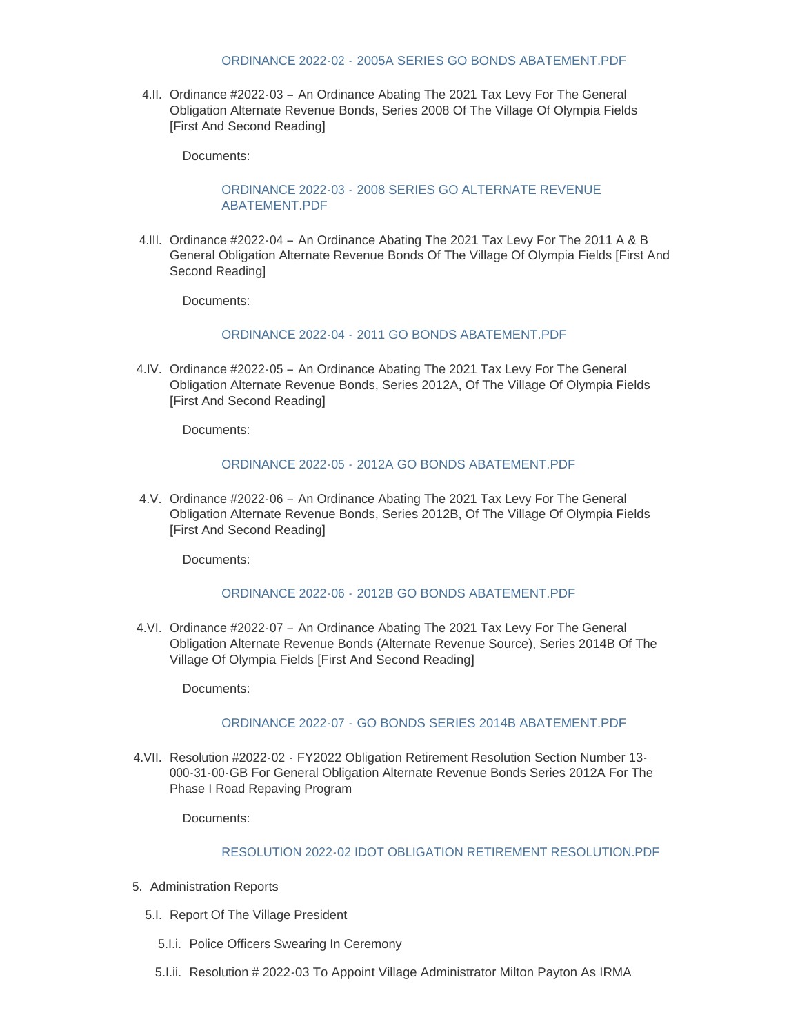ORDINANCE 2022-02 - 2005A SERIES GO BONDS ABATEMENT.PDF

4.II. Ordinance #2022-03 – An Ordinance Abating The 2021 Tax Levy For The General Obligation Alternate Revenue Bonds, Series 2008 Of The Village Of Olympia Fields [First And Second Reading]

Documents:

ORDINANCE 2022-03 - 2008 SERIES GO ALTERNATE REVENUE ABATEMENT.PDF

4.III. Ordinance #2022-04 – An Ordinance Abating The 2021 Tax Levy For The 2011 A & B General Obligation Alternate Revenue Bonds Of The Village Of Olympia Fields [First And Second Reading]

Documents:

ORDINANCE 2022-04 - 2011 GO BONDS ABATEMENT.PDF

4.IV. Ordinance #2022-05 – An Ordinance Abating The 2021 Tax Levy For The General Obligation Alternate Revenue Bonds, Series 2012A, Of The Village Of Olympia Fields [First And Second Reading]

Documents:

ORDINANCE 2022-05 - 2012A GO BONDS ABATEMENT.PDF

4.V. Ordinance #2022-06 – An Ordinance Abating The 2021 Tax Levy For The General Obligation Alternate Revenue Bonds, Series 2012B, Of The Village Of Olympia Fields [First And Second Reading]

Documents:

ORDINANCE 2022-06 - 2012B GO BONDS ABATEMENT.PDF

4.VI. Ordinance #2022-07 – An Ordinance Abating The 2021 Tax Levy For The General Obligation Alternate Revenue Bonds (Alternate Revenue Source), Series 2014B Of The Village Of Olympia Fields [First And Second Reading]

Documents:

ORDINANCE 2022-07 - GO BONDS SERIES 2014B ABATEMENT.PDF

4.VII. Resolution #2022-02 - FY2022 Obligation Retirement Resolution Section Number 13-000-31-00-GB For General Obligation Alternate Revenue Bonds Series 2012A For The Phase I Road Repaving Program

Documents:

RESOLUTION 2022-02 IDOT OBLIGATION RETIREMENT RESOLUTION.PDF

5. Administration Reports

5.I. Report Of The Village President

5.I.i. Police Officers Swearing In Ceremony

5.I.ii. Resolution # 2022-03 To Appoint Village Administrator Milton Payton As IRMA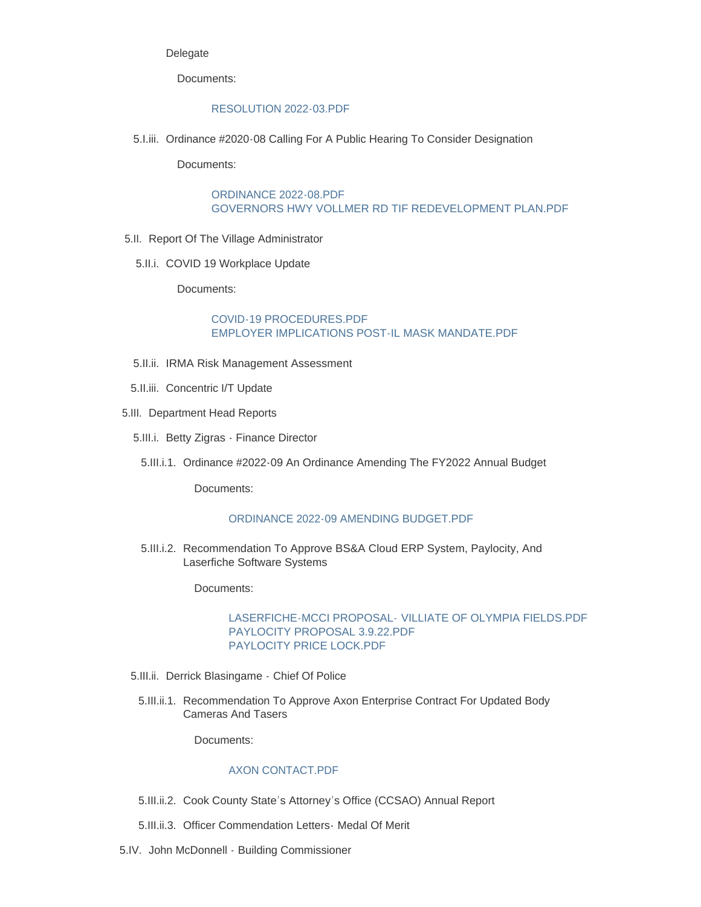Delegate

Documents:

RESOLUTION 2022-03.PDF

5.I.iii. Ordinance #2020-08 Calling For A Public Hearing To Consider Designation

Documents:

ORDINANCE 2022-08.PDF
GOVERNORS HWY VOLLMER RD TIF REDEVELOPMENT PLAN.PDF

5.II. Report Of The Village Administrator

5.II.i. COVID 19 Workplace Update

Documents:

COVID-19 PROCEDURES.PDF
EMPLOYER IMPLICATIONS POST-IL MASK MANDATE.PDF

5.II.ii. IRMA Risk Management Assessment

5.II.iii. Concentric I/T Update

5.III. Department Head Reports

5.III.i. Betty Zigras - Finance Director

5.III.i.1. Ordinance #2022-09 An Ordinance Amending The FY2022 Annual Budget

Documents:

ORDINANCE 2022-09 AMENDING BUDGET.PDF

5.III.i.2. Recommendation To Approve BS&A Cloud ERP System, Paylocity, And Laserfiche Software Systems

Documents:

LASERFICHE-MCCI PROPOSAL- VILLIATE OF OLYMPIA FIELDS.PDF
PAYLOCITY PROPOSAL 3.9.22.PDF
PAYLOCITY PRICE LOCK.PDF

5.III.ii. Derrick Blasingame - Chief Of Police

5.III.ii.1. Recommendation To Approve Axon Enterprise Contract For Updated Body Cameras And Tasers

Documents:

AXON CONTACT.PDF

5.III.ii.2. Cook County State's Attorney's Office (CCSAO) Annual Report

5.III.ii.3. Officer Commendation Letters- Medal Of Merit

5.IV. John McDonnell - Building Commissioner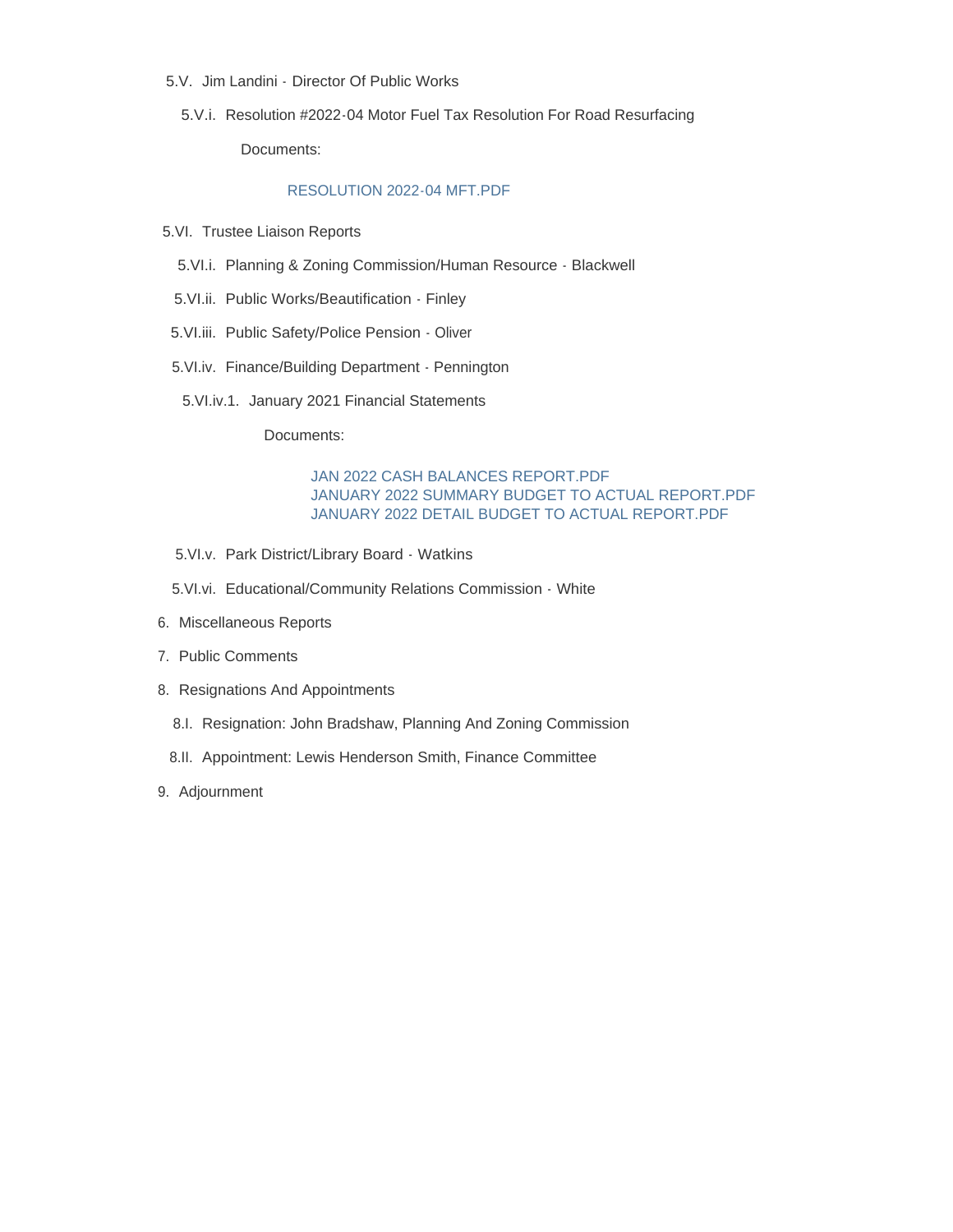5.V. Jim Landini - Director Of Public Works

5.V.i. Resolution #2022-04 Motor Fuel Tax Resolution For Road Resurfacing

Documents:

RESOLUTION 2022-04 MFT.PDF

5.VI. Trustee Liaison Reports

5.VI.i. Planning & Zoning Commission/Human Resource - Blackwell

5.VI.ii. Public Works/Beautification - Finley

5.VI.iii. Public Safety/Police Pension - Oliver

5.VI.iv. Finance/Building Department - Pennington

5.VI.iv.1. January 2021 Financial Statements

Documents:

JAN 2022 CASH BALANCES REPORT.PDF
JANUARY 2022 SUMMARY BUDGET TO ACTUAL REPORT.PDF
JANUARY 2022 DETAIL BUDGET TO ACTUAL REPORT.PDF

5.VI.v. Park District/Library Board - Watkins

5.VI.vi. Educational/Community Relations Commission - White

6. Miscellaneous Reports

7. Public Comments

8. Resignations And Appointments

8.I. Resignation: John Bradshaw, Planning And Zoning Commission

8.II. Appointment: Lewis Henderson Smith, Finance Committee

9. Adjournment